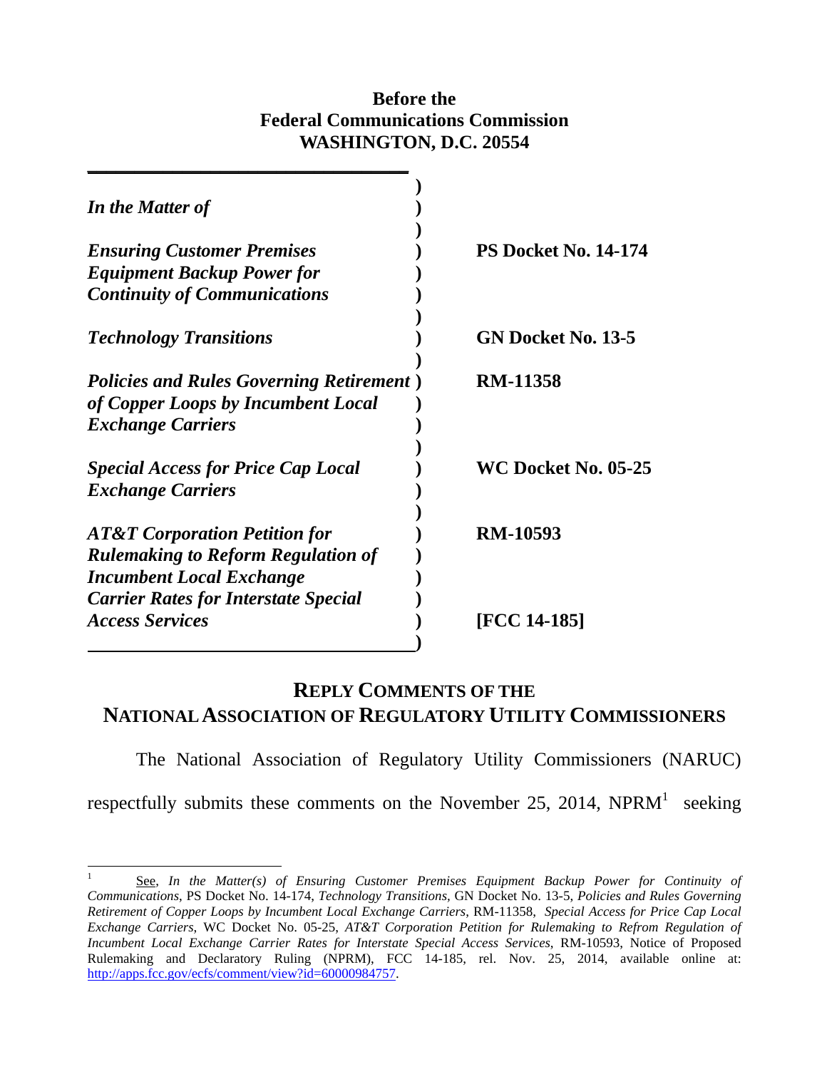**Before the**
**Federal Communications Commission**
**WASHINGTON, D.C. 20554**

| | |
|---|---|
| ***In the Matter of*** | |
| ***Ensuring Customer Premises Equipment Backup Power for Continuity of Communications*** | **PS Docket No. 14-174** |
| ***Technology Transitions*** | **GN Docket No. 13-5** |
| ***Policies and Rules Governing Retirement of Copper Loops by Incumbent Local Exchange Carriers*** | **RM-11358** |
| ***Special Access for Price Cap Local Exchange Carriers*** | **WC Docket No. 05-25** |
| ***AT&T Corporation Petition for Rulemaking to Reform Regulation of Incumbent Local Exchange Carrier Rates for Interstate Special Access Services*** | **RM-10593** |
| | **[FCC 14-185]** |

## REPLY COMMENTS OF THE NATIONAL ASSOCIATION OF REGULATORY UTILITY COMMISSIONERS

The National Association of Regulatory Utility Commissioners (NARUC) respectfully submits these comments on the November 25, 2014, NPRM[1] seeking

---

[1] See, *In the Matter(s) of Ensuring Customer Premises Equipment Backup Power for Continuity of Communications*, PS Docket No. 14-174, *Technology Transitions,* GN Docket No. 13-5, *Policies and Rules Governing Retirement of Copper Loops by Incumbent Local Exchange Carriers*, RM-11358, *Special Access for Price Cap Local Exchange Carriers,* WC Docket No. 05-25, *AT&T Corporation Petition for Rulemaking to Refrom Regulation of Incumbent Local Exchange Carrier Rates for Interstate Special Access Services*, RM-10593, Notice of Proposed Rulemaking and Declaratory Ruling (NPRM), FCC 14-185, rel. Nov. 25, 2014, available online at: http://apps.fcc.gov/ecfs/comment/view?id=60000984757.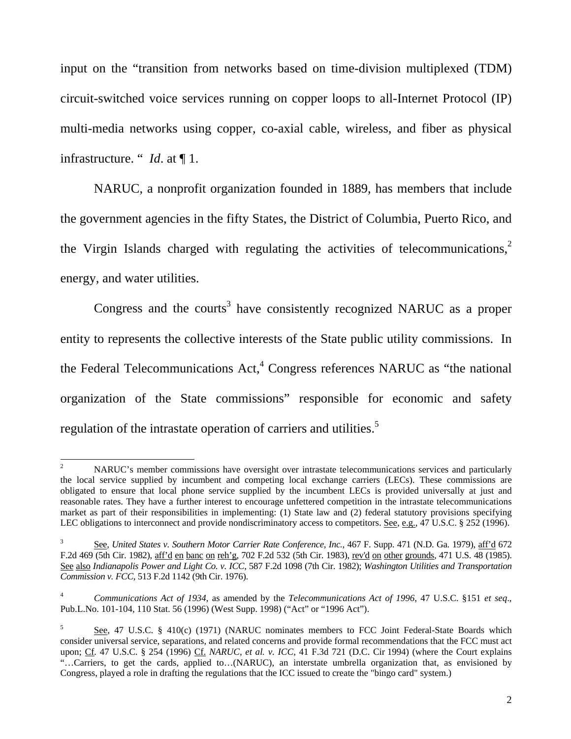input on the "transition from networks based on time-division multiplexed (TDM) circuit-switched voice services running on copper loops to all-Internet Protocol (IP) multi-media networks using copper, co-axial cable, wireless, and fiber as physical infrastructure. " *Id*. at ¶ 1.

NARUC, a nonprofit organization founded in 1889, has members that include the government agencies in the fifty States, the District of Columbia, Puerto Rico, and the Virgin Islands charged with regulating the activities of telecommunications,[2] energy, and water utilities.

Congress and the courts[3] have consistently recognized NARUC as a proper entity to represents the collective interests of the State public utility commissions. In the Federal Telecommunications Act,[4] Congress references NARUC as "the national organization of the State commissions" responsible for economic and safety regulation of the intrastate operation of carriers and utilities.[5]

---

[2] NARUC's member commissions have oversight over intrastate telecommunications services and particularly the local service supplied by incumbent and competing local exchange carriers (LECs). These commissions are obligated to ensure that local phone service supplied by the incumbent LECs is provided universally at just and reasonable rates. They have a further interest to encourage unfettered competition in the intrastate telecommunications market as part of their responsibilities in implementing: (1) State law and (2) federal statutory provisions specifying LEC obligations to interconnect and provide nondiscriminatory access to competitors. See, e.g., 47 U.S.C. § 252 (1996).

[3] See, *United States v. Southern Motor Carrier Rate Conference, Inc.*, 467 F. Supp. 471 (N.D. Ga. 1979), aff'd 672 F.2d 469 (5th Cir. 1982), aff'd en banc on reh'g, 702 F.2d 532 (5th Cir. 1983), rev'd on other grounds, 471 U.S. 48 (1985). See also *Indianapolis Power and Light Co. v. ICC*, 587 F.2d 1098 (7th Cir. 1982); *Washington Utilities and Transportation Commission v. FCC*, 513 F.2d 1142 (9th Cir. 1976).

[4] *Communications Act of 1934*, as amended by the *Telecommunications Act of 1996*, 47 U.S.C. §151 *et seq*., Pub.L.No. 101-104, 110 Stat. 56 (1996) (West Supp. 1998) ("Act" or "1996 Act").

[5] See, 47 U.S.C. § 410(c) (1971) (NARUC nominates members to FCC Joint Federal-State Boards which consider universal service, separations, and related concerns and provide formal recommendations that the FCC must act upon; Cf. 47 U.S.C. § 254 (1996) Cf. *NARUC, et al. v. ICC*, 41 F.3d 721 (D.C. Cir 1994) (where the Court explains "…Carriers, to get the cards, applied to…(NARUC), an interstate umbrella organization that, as envisioned by Congress, played a role in drafting the regulations that the ICC issued to create the "bingo card" system.)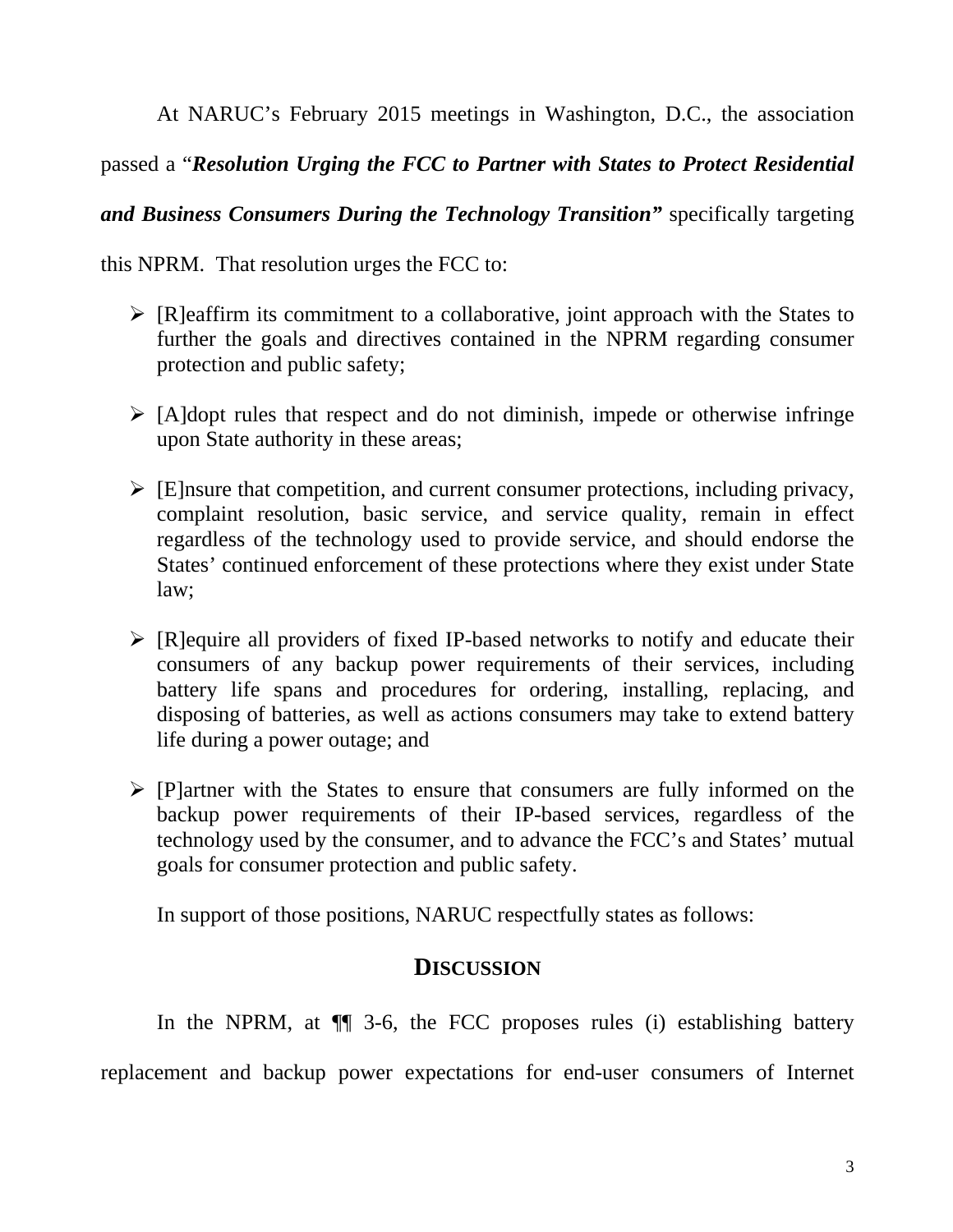At NARUC's February 2015 meetings in Washington, D.C., the association passed a "***Resolution Urging the FCC to Partner with States to Protect Residential and Business Consumers During the Technology Transition***" specifically targeting this NPRM. That resolution urges the FCC to:

- [R]eaffirm its commitment to a collaborative, joint approach with the States to further the goals and directives contained in the NPRM regarding consumer protection and public safety;

- [A]dopt rules that respect and do not diminish, impede or otherwise infringe upon State authority in these areas;

- [E]nsure that competition, and current consumer protections, including privacy, complaint resolution, basic service, and service quality, remain in effect regardless of the technology used to provide service, and should endorse the States' continued enforcement of these protections where they exist under State law;

- [R]equire all providers of fixed IP-based networks to notify and educate their consumers of any backup power requirements of their services, including battery life spans and procedures for ordering, installing, replacing, and disposing of batteries, as well as actions consumers may take to extend battery life during a power outage; and

- [P]artner with the States to ensure that consumers are fully informed on the backup power requirements of their IP-based services, regardless of the technology used by the consumer, and to advance the FCC's and States' mutual goals for consumer protection and public safety.

In support of those positions, NARUC respectfully states as follows:

## DISCUSSION

In the NPRM, at ¶¶ 3-6, the FCC proposes rules (i) establishing battery replacement and backup power expectations for end-user consumers of Internet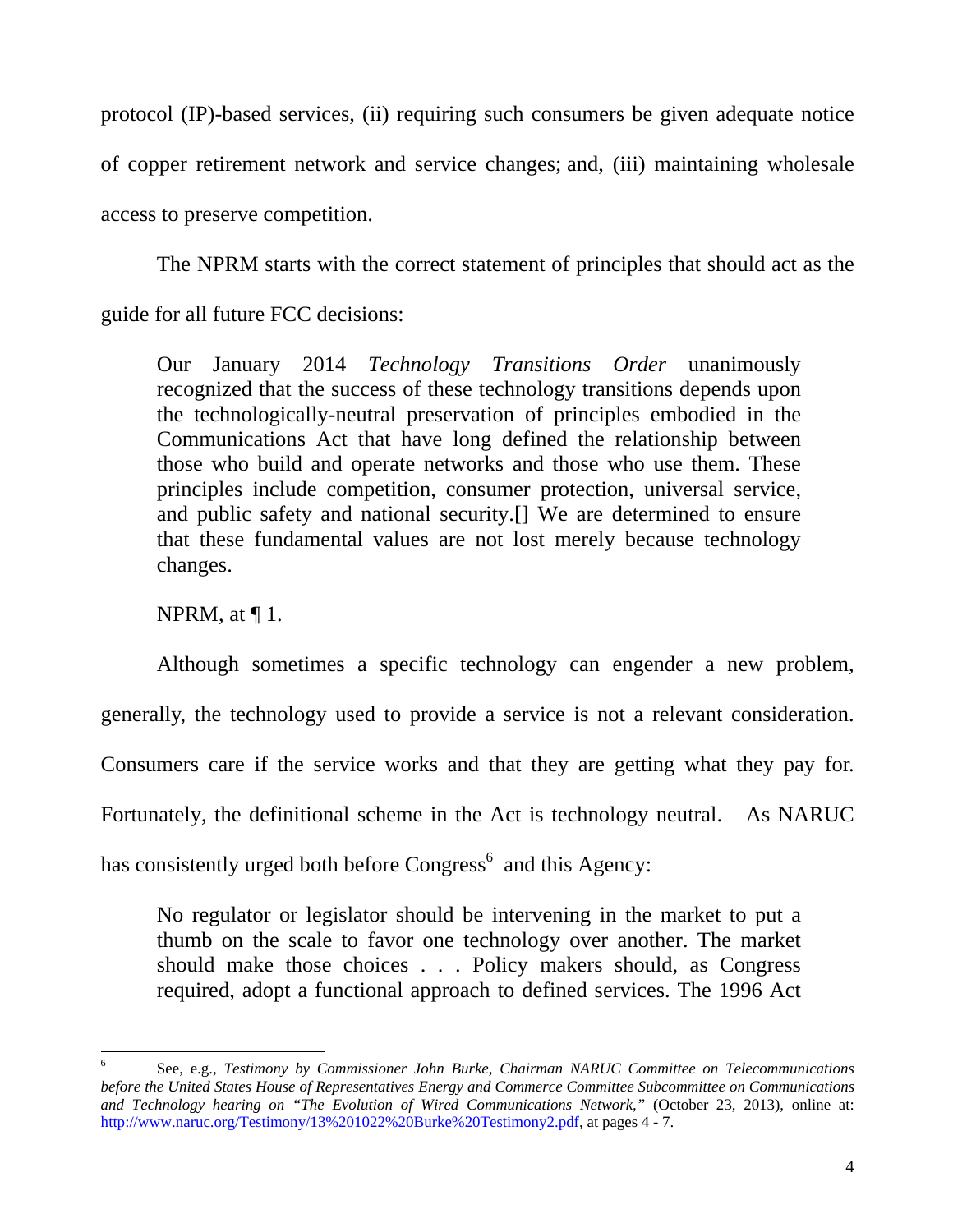protocol (IP)-based services, (ii) requiring such consumers be given adequate notice of copper retirement network and service changes; and, (iii) maintaining wholesale access to preserve competition.

The NPRM starts with the correct statement of principles that should act as the guide for all future FCC decisions:

> Our January 2014 *Technology Transitions Order* unanimously recognized that the success of these technology transitions depends upon the technologically-neutral preservation of principles embodied in the Communications Act that have long defined the relationship between those who build and operate networks and those who use them. These principles include competition, consumer protection, universal service, and public safety and national security.[] We are determined to ensure that these fundamental values are not lost merely because technology changes.
>
> NPRM, at ¶ 1.

Although sometimes a specific technology can engender a new problem, generally, the technology used to provide a service is not a relevant consideration. Consumers care if the service works and that they are getting what they pay for. Fortunately, the definitional scheme in the Act <u>is</u> technology neutral. As NARUC has consistently urged both before Congress[6] and this Agency:

> No regulator or legislator should be intervening in the market to put a thumb on the scale to favor one technology over another. The market should make those choices . . . Policy makers should, as Congress required, adopt a functional approach to defined services. The 1996 Act

---

[6] See, e.g., *Testimony by Commissioner John Burke, Chairman NARUC Committee on Telecommunications before the United States House of Representatives Energy and Commerce Committee Subcommittee on Communications and Technology hearing on "The Evolution of Wired Communications Network,"* (October 23, 2013), online at: http://www.naruc.org/Testimony/13%201022%20Burke%20Testimony2.pdf, at pages 4 - 7.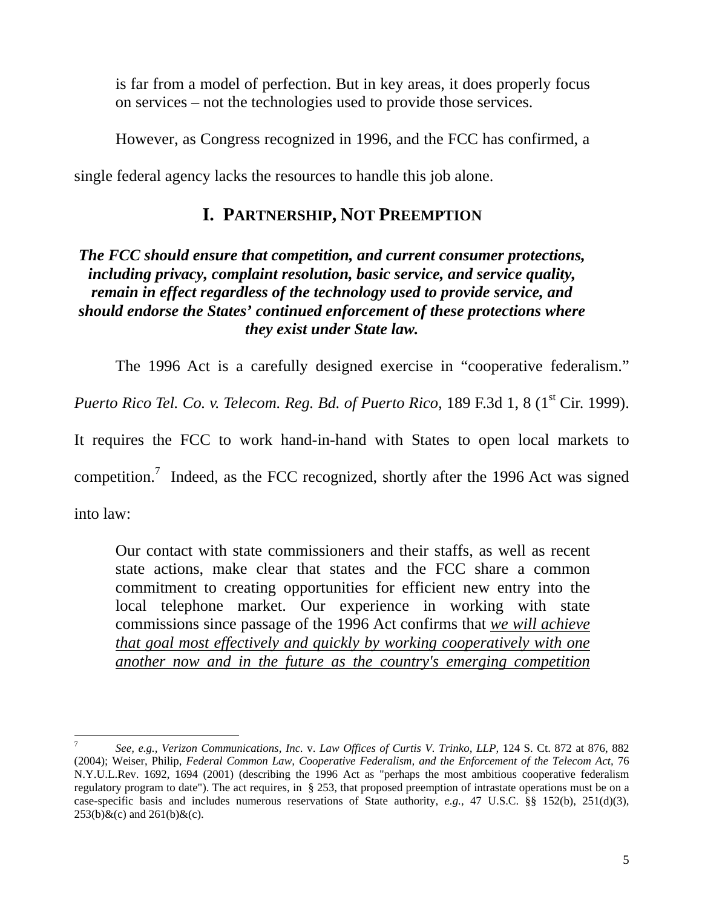is far from a model of perfection. But in key areas, it does properly focus on services – not the technologies used to provide those services.

However, as Congress recognized in 1996, and the FCC has confirmed, a single federal agency lacks the resources to handle this job alone.

## I. PARTNERSHIP, NOT PREEMPTION

***The FCC should ensure that competition, and current consumer protections, including privacy, complaint resolution, basic service, and service quality, remain in effect regardless of the technology used to provide service, and should endorse the States' continued enforcement of these protections where they exist under State law.***

The 1996 Act is a carefully designed exercise in "cooperative federalism." *Puerto Rico Tel. Co. v. Telecom. Reg. Bd. of Puerto Rico,* 189 F.3d 1, 8 (1st Cir. 1999). It requires the FCC to work hand-in-hand with States to open local markets to competition.[7] Indeed, as the FCC recognized, shortly after the 1996 Act was signed into law:

> Our contact with state commissioners and their staffs, as well as recent state actions, make clear that states and the FCC share a common commitment to creating opportunities for efficient new entry into the local telephone market. Our experience in working with state commissions since passage of the 1996 Act confirms that *<u>we will achieve that goal most effectively and quickly by working cooperatively with one another now and in the future as the country's emerging competition</u>*

[7] *See, e.g., Verizon Communications, Inc.* v. *Law Offices of Curtis V. Trinko, LLP,* 124 S. Ct. 872 at 876, 882 (2004); Weiser, Philip, *Federal Common Law, Cooperative Federalism, and the Enforcement of the Telecom Act,* 76 N.Y.U.L.Rev. 1692, 1694 (2001) (describing the 1996 Act as "perhaps the most ambitious cooperative federalism regulatory program to date"). The act requires, in § 253, that proposed preemption of intrastate operations must be on a case-specific basis and includes numerous reservations of State authority, *e.g.,* 47 U.S.C. §§ 152(b), 251(d)(3), 253(b)&(c) and 261(b)&(c).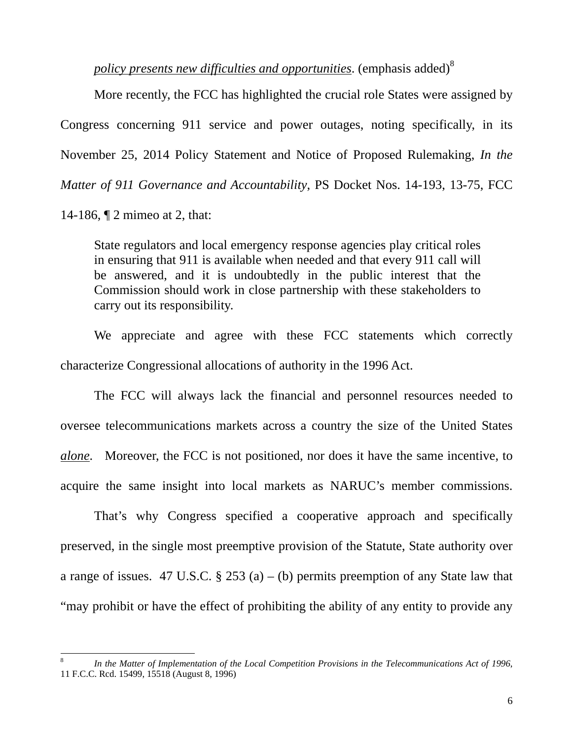<u>*policy presents new difficulties and opportunities*</u>. (emphasis added)[8]

More recently, the FCC has highlighted the crucial role States were assigned by Congress concerning 911 service and power outages, noting specifically, in its November 25, 2014 Policy Statement and Notice of Proposed Rulemaking, *In the Matter of 911 Governance and Accountability,* PS Docket Nos. 14-193, 13-75, FCC 14-186, ¶ 2 mimeo at 2, that:

> State regulators and local emergency response agencies play critical roles in ensuring that 911 is available when needed and that every 911 call will be answered, and it is undoubtedly in the public interest that the Commission should work in close partnership with these stakeholders to carry out its responsibility.

We appreciate and agree with these FCC statements which correctly characterize Congressional allocations of authority in the 1996 Act.

The FCC will always lack the financial and personnel resources needed to oversee telecommunications markets across a country the size of the United States <u>*alone*</u>. Moreover, the FCC is not positioned, nor does it have the same incentive, to acquire the same insight into local markets as NARUC's member commissions.

That's why Congress specified a cooperative approach and specifically preserved, in the single most preemptive provision of the Statute, State authority over a range of issues. 47 U.S.C. § 253 (a) – (b) permits preemption of any State law that "may prohibit or have the effect of prohibiting the ability of any entity to provide any

---

[8] *In the Matter of Implementation of the Local Competition Provisions in the Telecommunications Act of 1996,* 11 F.C.C. Rcd. 15499, 15518 (August 8, 1996)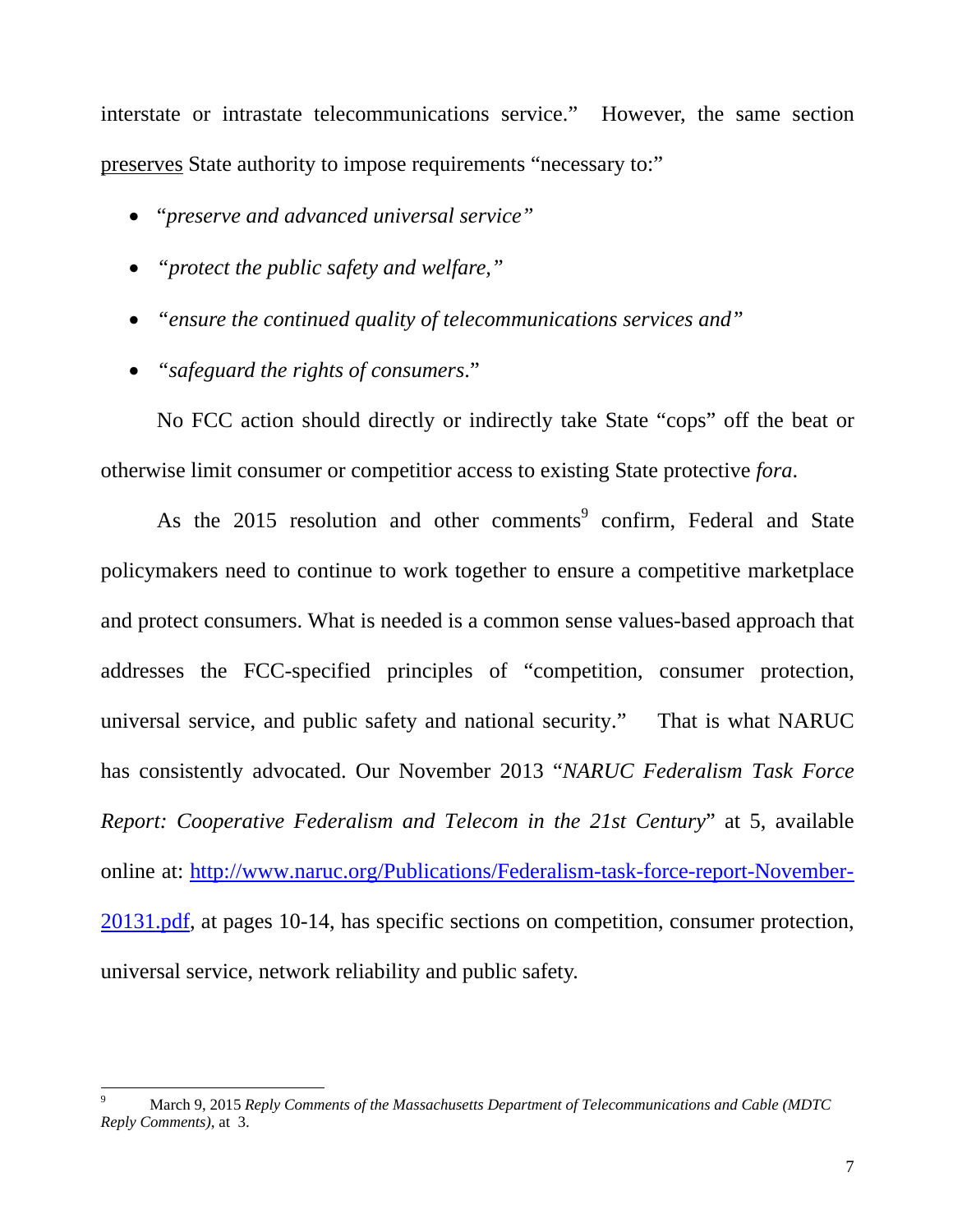interstate or intrastate telecommunications service." However, the same section <u>preserves</u> State authority to impose requirements "necessary to:"

- *"preserve and advanced universal service"*
- *"protect the public safety and welfare,"*
- *"ensure the continued quality of telecommunications services and"*
- *"safeguard the rights of consumers*."

No FCC action should directly or indirectly take State "cops" off the beat or otherwise limit consumer or competitior access to existing State protective *fora*.

As the 2015 resolution and other comments[9] confirm, Federal and State policymakers need to continue to work together to ensure a competitive marketplace and protect consumers. What is needed is a common sense values-based approach that addresses the FCC-specified principles of "competition, consumer protection, universal service, and public safety and national security." That is what NARUC has consistently advocated. Our November 2013 "*NARUC Federalism Task Force Report: Cooperative Federalism and Telecom in the 21st Century*" at 5, available online at: [http://www.naruc.org/Publications/Federalism-task-force-report-November-20131.pdf](http://www.naruc.org/Publications/Federalism-task-force-report-November-20131.pdf), at pages 10-14, has specific sections on competition, consumer protection, universal service, network reliability and public safety.

---

[9] March 9, 2015 *Reply Comments of the Massachusetts Department of Telecommunications and Cable (MDTC Reply Comments)*, at 3.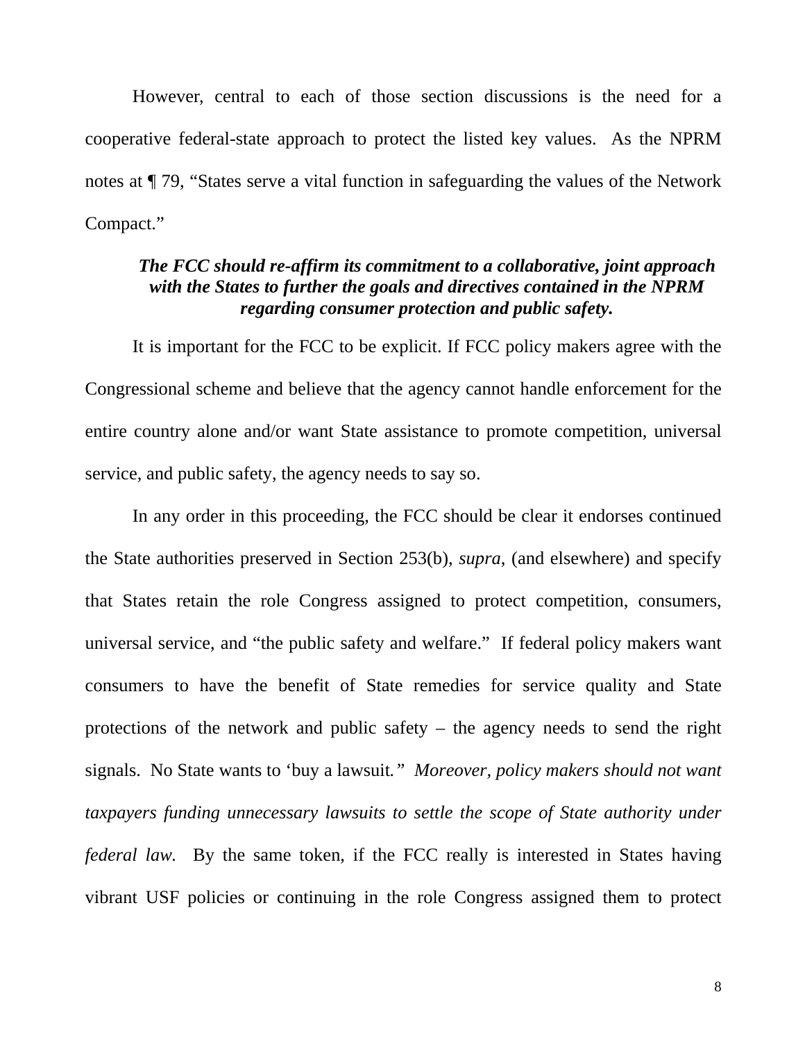However, central to each of those section discussions is the need for a cooperative federal-state approach to protect the listed key values. As the NPRM notes at ¶ 79, “States serve a vital function in safeguarding the values of the Network Compact.”

***The FCC should re-affirm its commitment to a collaborative, joint approach with the States to further the goals and directives contained in the NPRM regarding consumer protection and public safety.***

It is important for the FCC to be explicit. If FCC policy makers agree with the Congressional scheme and believe that the agency cannot handle enforcement for the entire country alone and/or want State assistance to promote competition, universal service, and public safety, the agency needs to say so.

In any order in this proceeding, the FCC should be clear it endorses continued the State authorities preserved in Section 253(b), *supra*, (and elsewhere) and specify that States retain the role Congress assigned to protect competition, consumers, universal service, and “the public safety and welfare.” If federal policy makers want consumers to have the benefit of State remedies for service quality and State protections of the network and public safety – the agency needs to send the right signals. No State wants to ‘buy a lawsuit.” *Moreover, policy makers should not want taxpayers funding unnecessary lawsuits to settle the scope of State authority under federal law.* By the same token, if the FCC really is interested in States having vibrant USF policies or continuing in the role Congress assigned them to protect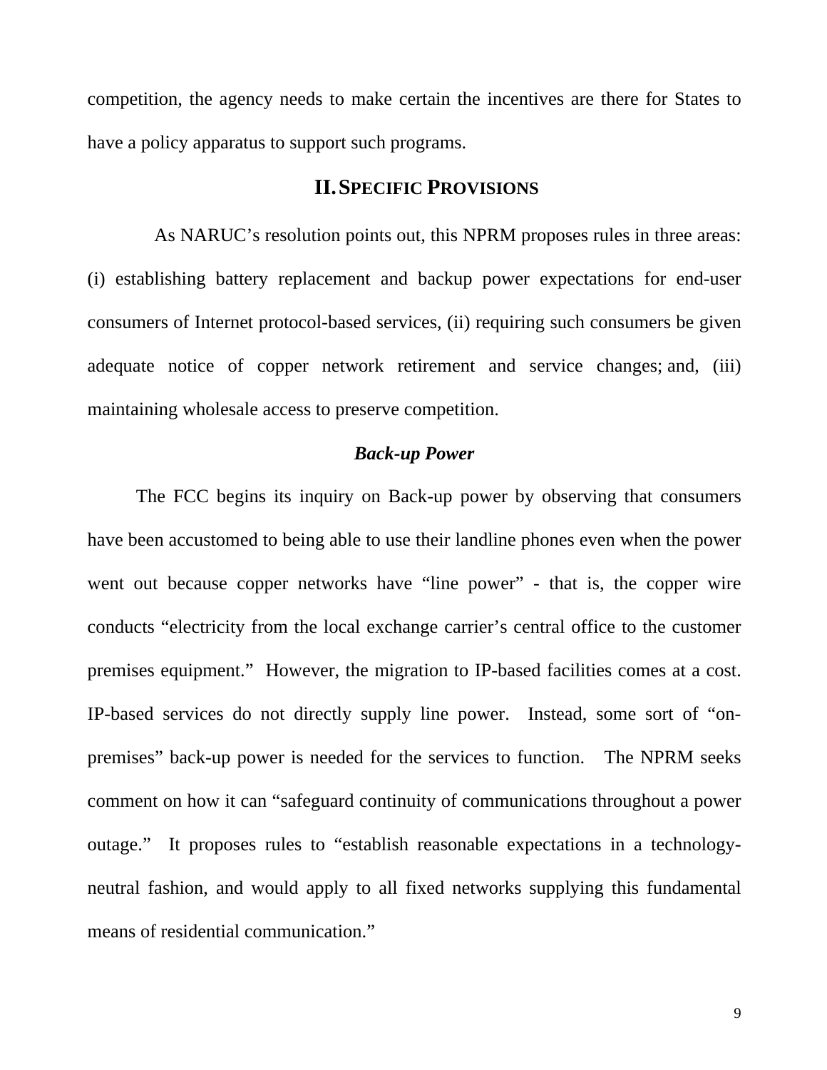competition, the agency needs to make certain the incentives are there for States to have a policy apparatus to support such programs.

## II. Specific Provisions

As NARUC's resolution points out, this NPRM proposes rules in three areas: (i) establishing battery replacement and backup power expectations for end-user consumers of Internet protocol-based services, (ii) requiring such consumers be given adequate notice of copper network retirement and service changes; and, (iii) maintaining wholesale access to preserve competition.

### *Back-up Power*

The FCC begins its inquiry on Back-up power by observing that consumers have been accustomed to being able to use their landline phones even when the power went out because copper networks have "line power" - that is, the copper wire conducts "electricity from the local exchange carrier's central office to the customer premises equipment." However, the migration to IP-based facilities comes at a cost. IP-based services do not directly supply line power. Instead, some sort of "on-premises" back-up power is needed for the services to function. The NPRM seeks comment on how it can "safeguard continuity of communications throughout a power outage." It proposes rules to "establish reasonable expectations in a technology-neutral fashion, and would apply to all fixed networks supplying this fundamental means of residential communication."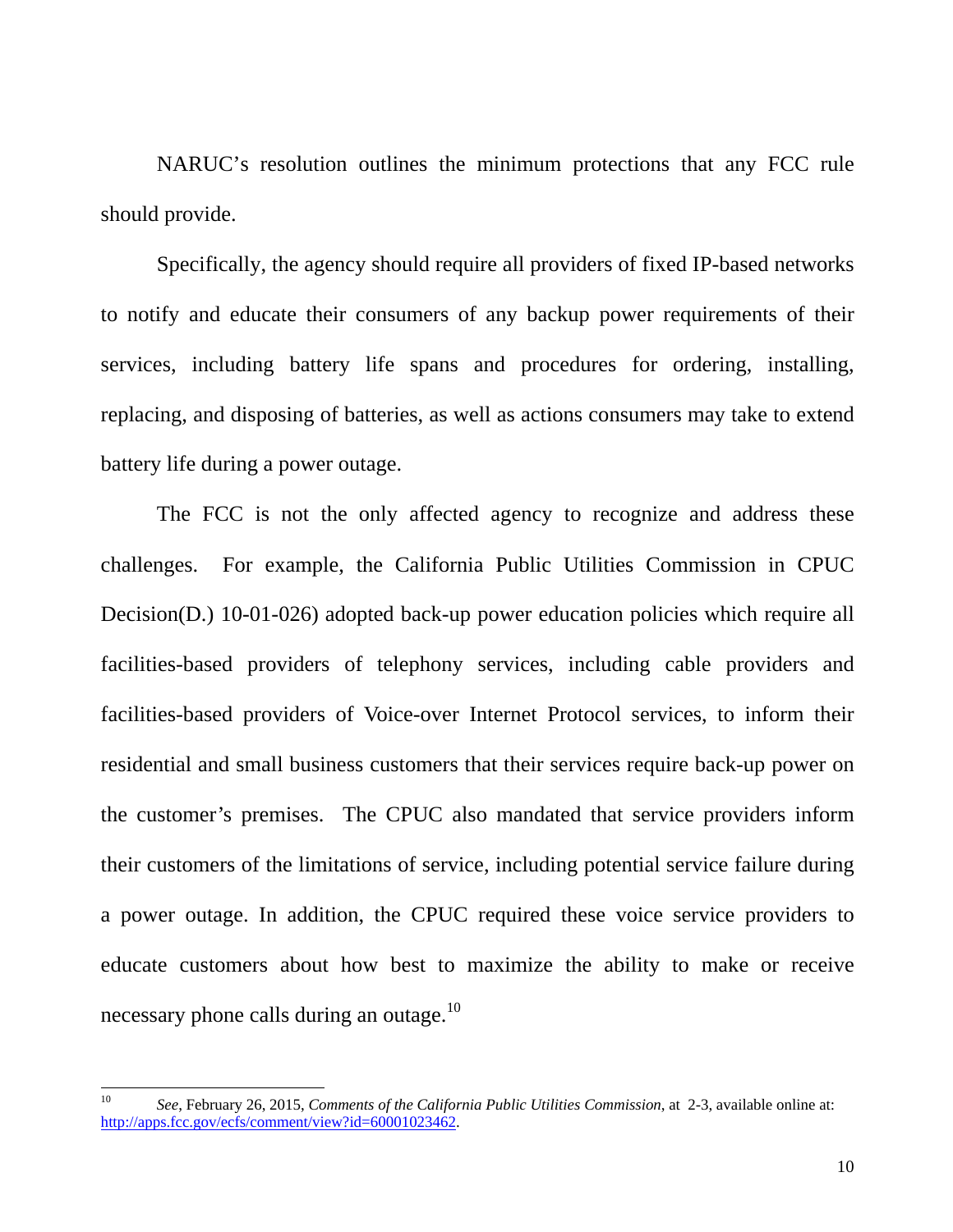NARUC's resolution outlines the minimum protections that any FCC rule should provide.

Specifically, the agency should require all providers of fixed IP-based networks to notify and educate their consumers of any backup power requirements of their services, including battery life spans and procedures for ordering, installing, replacing, and disposing of batteries, as well as actions consumers may take to extend battery life during a power outage.

The FCC is not the only affected agency to recognize and address these challenges. For example, the California Public Utilities Commission in CPUC Decision(D.) 10-01-026) adopted back-up power education policies which require all facilities-based providers of telephony services, including cable providers and facilities-based providers of Voice-over Internet Protocol services, to inform their residential and small business customers that their services require back-up power on the customer's premises. The CPUC also mandated that service providers inform their customers of the limitations of service, including potential service failure during a power outage. In addition, the CPUC required these voice service providers to educate customers about how best to maximize the ability to make or receive necessary phone calls during an outage.[10]

---

[10] *See*, February 26, 2015, *Comments of the California Public Utilities Commission*, at 2-3, available online at: http://apps.fcc.gov/ecfs/comment/view?id=60001023462.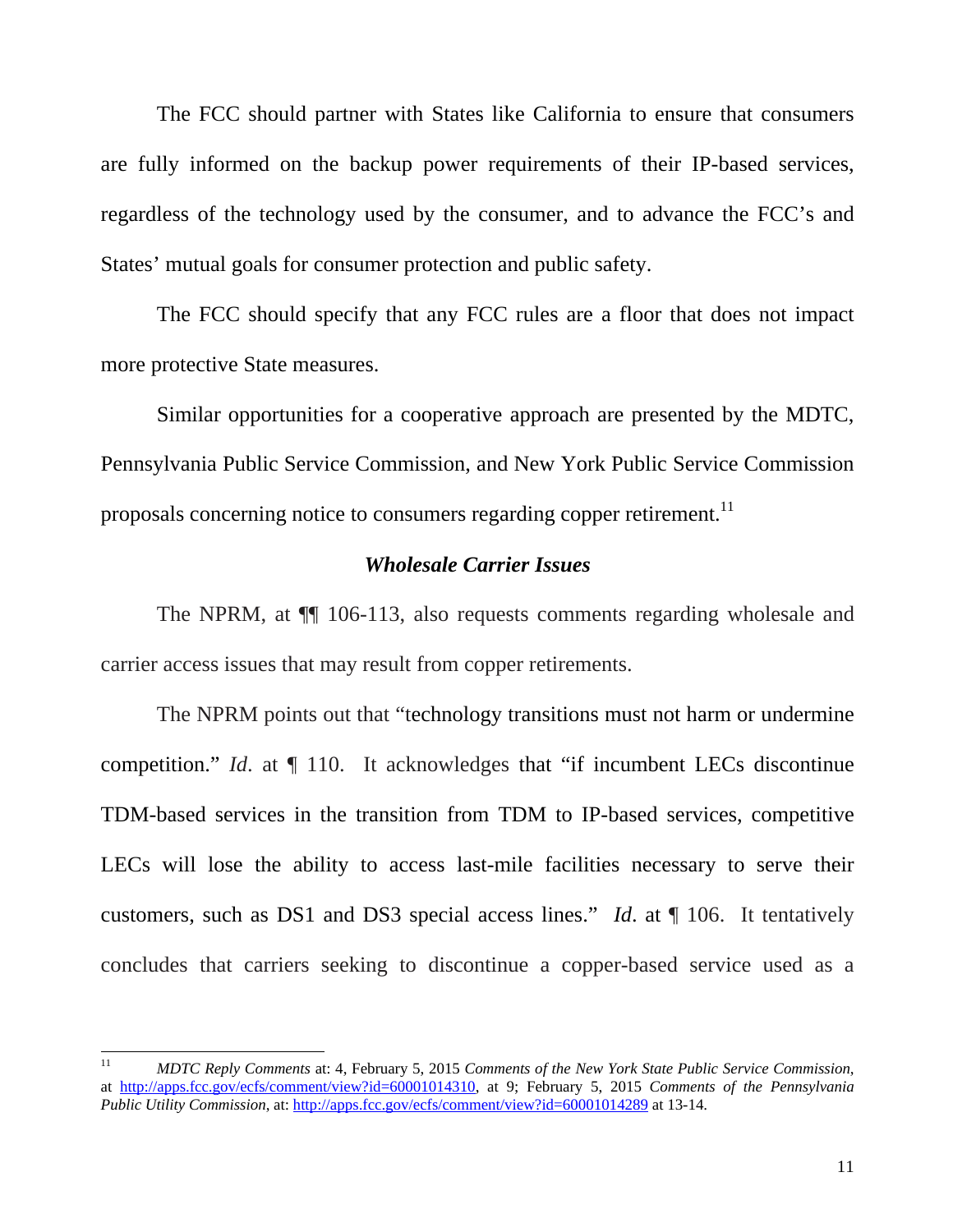The FCC should partner with States like California to ensure that consumers are fully informed on the backup power requirements of their IP-based services, regardless of the technology used by the consumer, and to advance the FCC's and States' mutual goals for consumer protection and public safety.

The FCC should specify that any FCC rules are a floor that does not impact more protective State measures.

Similar opportunities for a cooperative approach are presented by the MDTC, Pennsylvania Public Service Commission, and New York Public Service Commission proposals concerning notice to consumers regarding copper retirement.[11]

### *Wholesale Carrier Issues*

The NPRM, at ¶¶ 106-113, also requests comments regarding wholesale and carrier access issues that may result from copper retirements.

The NPRM points out that "technology transitions must not harm or undermine competition." *Id*. at ¶ 110. It acknowledges that "if incumbent LECs discontinue TDM-based services in the transition from TDM to IP-based services, competitive LECs will lose the ability to access last-mile facilities necessary to serve their customers, such as DS1 and DS3 special access lines." *Id*. at ¶ 106. It tentatively concludes that carriers seeking to discontinue a copper-based service used as a

---

[11] *MDTC Reply Comments* at: 4, February 5, 2015 *Comments of the New York State Public Service Commission*, at http://apps.fcc.gov/ecfs/comment/view?id=60001014310, at 9; February 5, 2015 *Comments of the Pennsylvania Public Utility Commission*, at: http://apps.fcc.gov/ecfs/comment/view?id=60001014289 at 13-14.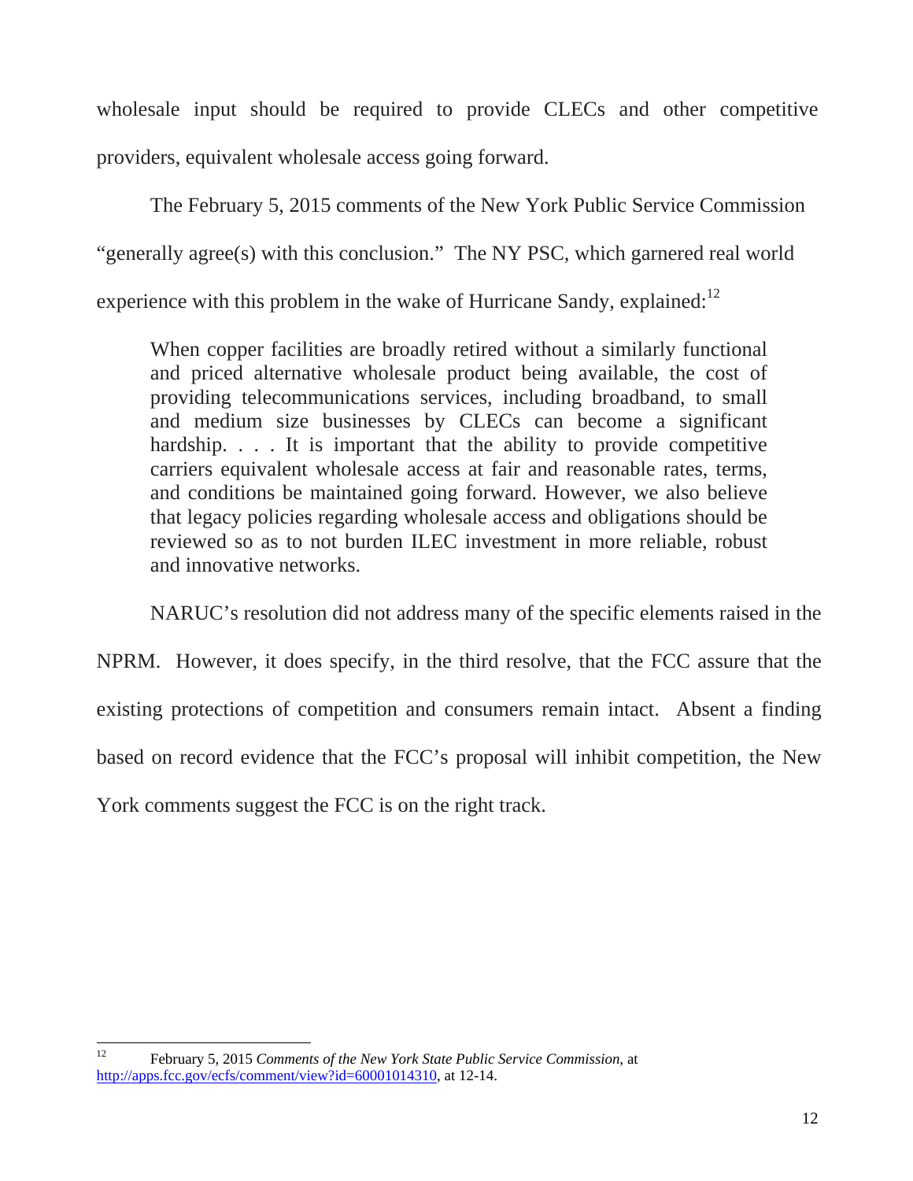wholesale input should be required to provide CLECs and other competitive providers, equivalent wholesale access going forward.

The February 5, 2015 comments of the New York Public Service Commission "generally agree(s) with this conclusion." The NY PSC, which garnered real world experience with this problem in the wake of Hurricane Sandy, explained:[12]

> When copper facilities are broadly retired without a similarly functional and priced alternative wholesale product being available, the cost of providing telecommunications services, including broadband, to small and medium size businesses by CLECs can become a significant hardship. . . . It is important that the ability to provide competitive carriers equivalent wholesale access at fair and reasonable rates, terms, and conditions be maintained going forward. However, we also believe that legacy policies regarding wholesale access and obligations should be reviewed so as to not burden ILEC investment in more reliable, robust and innovative networks.

NARUC's resolution did not address many of the specific elements raised in the NPRM. However, it does specify, in the third resolve, that the FCC assure that the existing protections of competition and consumers remain intact. Absent a finding based on record evidence that the FCC's proposal will inhibit competition, the New York comments suggest the FCC is on the right track.

---

[12] February 5, 2015 *Comments of the New York State Public Service Commission*, at http://apps.fcc.gov/ecfs/comment/view?id=60001014310, at 12-14.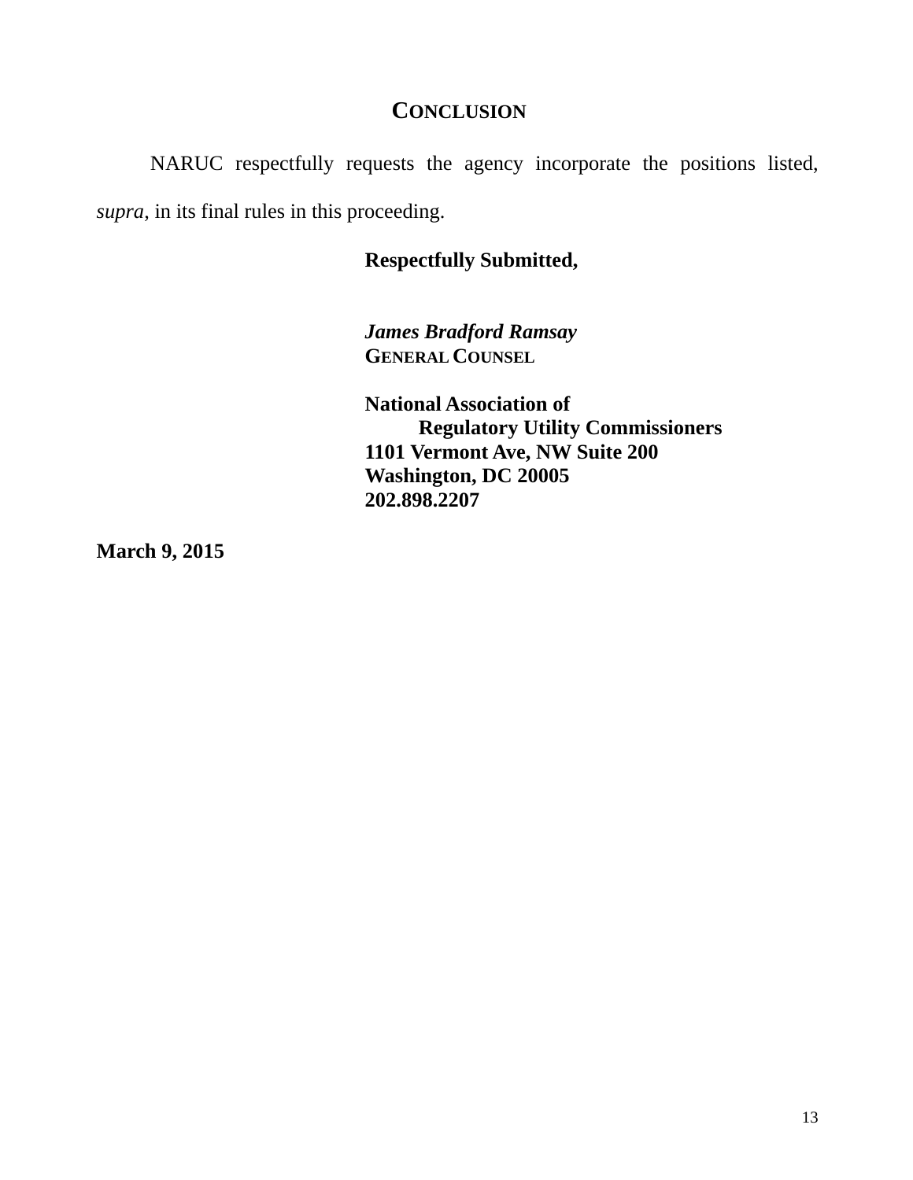## CONCLUSION

NARUC respectfully requests the agency incorporate the positions listed, *supra*, in its final rules in this proceeding.

**Respectfully Submitted,**

***James Bradford Ramsay***
**GENERAL COUNSEL**

**National Association of**
**Regulatory Utility Commissioners**
**1101 Vermont Ave, NW Suite 200**
**Washington, DC 20005**
**202.898.2207**

**March 9, 2015**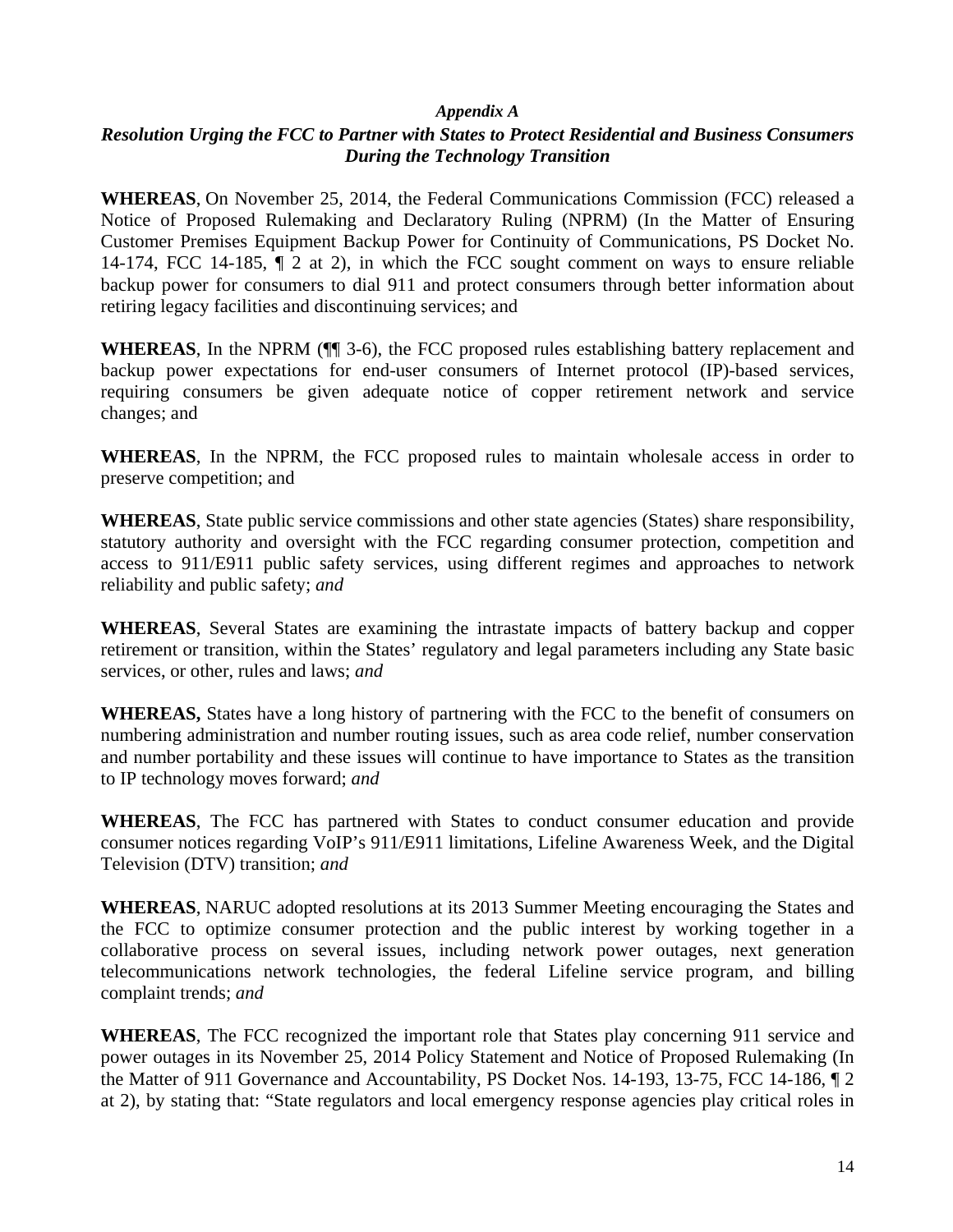***Appendix A***

***Resolution Urging the FCC to Partner with States to Protect Residential and Business Consumers During the Technology Transition***

**WHEREAS**, On November 25, 2014, the Federal Communications Commission (FCC) released a Notice of Proposed Rulemaking and Declaratory Ruling (NPRM) (In the Matter of Ensuring Customer Premises Equipment Backup Power for Continuity of Communications, PS Docket No. 14-174, FCC 14-185, ¶ 2 at 2), in which the FCC sought comment on ways to ensure reliable backup power for consumers to dial 911 and protect consumers through better information about retiring legacy facilities and discontinuing services; and

**WHEREAS**, In the NPRM (¶¶ 3-6), the FCC proposed rules establishing battery replacement and backup power expectations for end-user consumers of Internet protocol (IP)-based services, requiring consumers be given adequate notice of copper retirement network and service changes; and

**WHEREAS**, In the NPRM, the FCC proposed rules to maintain wholesale access in order to preserve competition; and

**WHEREAS**, State public service commissions and other state agencies (States) share responsibility, statutory authority and oversight with the FCC regarding consumer protection, competition and access to 911/E911 public safety services, using different regimes and approaches to network reliability and public safety; *and*

**WHEREAS**, Several States are examining the intrastate impacts of battery backup and copper retirement or transition, within the States' regulatory and legal parameters including any State basic services, or other, rules and laws; *and*

**WHEREAS,** States have a long history of partnering with the FCC to the benefit of consumers on numbering administration and number routing issues, such as area code relief, number conservation and number portability and these issues will continue to have importance to States as the transition to IP technology moves forward; *and*

**WHEREAS**, The FCC has partnered with States to conduct consumer education and provide consumer notices regarding VoIP's 911/E911 limitations, Lifeline Awareness Week, and the Digital Television (DTV) transition; *and*

**WHEREAS**, NARUC adopted resolutions at its 2013 Summer Meeting encouraging the States and the FCC to optimize consumer protection and the public interest by working together in a collaborative process on several issues, including network power outages, next generation telecommunications network technologies, the federal Lifeline service program, and billing complaint trends; *and*

**WHEREAS**, The FCC recognized the important role that States play concerning 911 service and power outages in its November 25, 2014 Policy Statement and Notice of Proposed Rulemaking (In the Matter of 911 Governance and Accountability, PS Docket Nos. 14-193, 13-75, FCC 14-186, ¶ 2 at 2), by stating that: "State regulators and local emergency response agencies play critical roles in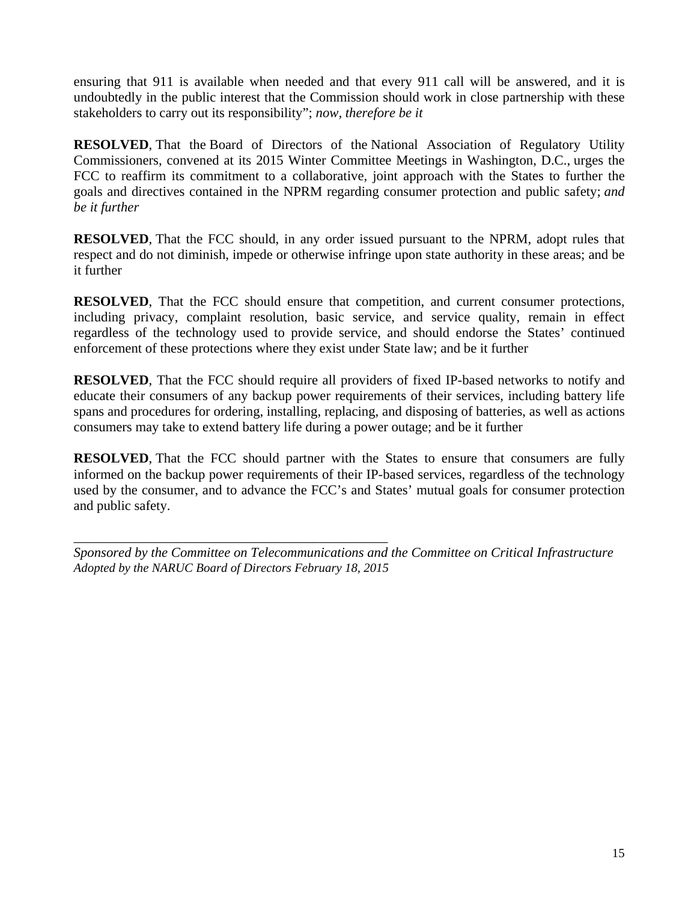ensuring that 911 is available when needed and that every 911 call will be answered, and it is undoubtedly in the public interest that the Commission should work in close partnership with these stakeholders to carry out its responsibility"; *now, therefore be it*

**RESOLVED**, That the Board of Directors of the National Association of Regulatory Utility Commissioners, convened at its 2015 Winter Committee Meetings in Washington, D.C., urges the FCC to reaffirm its commitment to a collaborative, joint approach with the States to further the goals and directives contained in the NPRM regarding consumer protection and public safety; *and be it further*

**RESOLVED**, That the FCC should, in any order issued pursuant to the NPRM, adopt rules that respect and do not diminish, impede or otherwise infringe upon state authority in these areas; and be it further

**RESOLVED**, That the FCC should ensure that competition, and current consumer protections, including privacy, complaint resolution, basic service, and service quality, remain in effect regardless of the technology used to provide service, and should endorse the States' continued enforcement of these protections where they exist under State law; and be it further

**RESOLVED**, That the FCC should require all providers of fixed IP-based networks to notify and educate their consumers of any backup power requirements of their services, including battery life spans and procedures for ordering, installing, replacing, and disposing of batteries, as well as actions consumers may take to extend battery life during a power outage; and be it further

**RESOLVED**, That the FCC should partner with the States to ensure that consumers are fully informed on the backup power requirements of their IP-based services, regardless of the technology used by the consumer, and to advance the FCC's and States' mutual goals for consumer protection and public safety.

---

*Sponsored by the Committee on Telecommunications and the Committee on Critical Infrastructure*
*Adopted by the NARUC Board of Directors February 18, 2015*